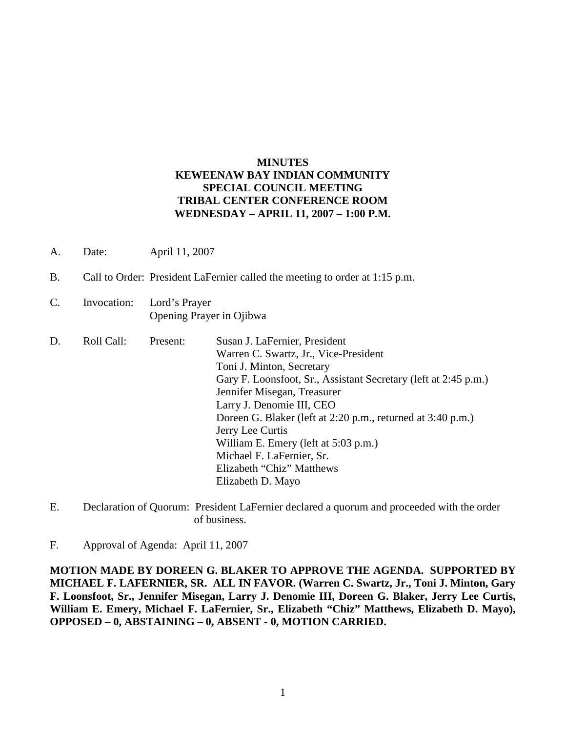**MINUTES**
**KEWEENAW BAY INDIAN COMMUNITY**
**SPECIAL COUNCIL MEETING**
**TRIBAL CENTER CONFERENCE ROOM**
**WEDNESDAY – APRIL 11, 2007 – 1:00 P.M.**

A. Date: April 11, 2007

B. Call to Order: President LaFernier called the meeting to order at 1:15 p.m.

C. Invocation: Lord's Prayer
Opening Prayer in Ojibwa

D. Roll Call: Present:
- Susan J. LaFernier, President
- Warren C. Swartz, Jr., Vice-President
- Toni J. Minton, Secretary
- Gary F. Loonsfoot, Sr., Assistant Secretary (left at 2:45 p.m.)
- Jennifer Misegan, Treasurer
- Larry J. Denomie III, CEO
- Doreen G. Blaker (left at 2:20 p.m., returned at 3:40 p.m.)
- Jerry Lee Curtis
- William E. Emery (left at 5:03 p.m.)
- Michael F. LaFernier, Sr.
- Elizabeth "Chiz" Matthews
- Elizabeth D. Mayo

E. Declaration of Quorum: President LaFernier declared a quorum and proceeded with the order of business.

F. Approval of Agenda: April 11, 2007

**MOTION MADE BY DOREEN G. BLAKER TO APPROVE THE AGENDA. SUPPORTED BY MICHAEL F. LAFERNIER, SR. ALL IN FAVOR. (Warren C. Swartz, Jr., Toni J. Minton, Gary F. Loonsfoot, Sr., Jennifer Misegan, Larry J. Denomie III, Doreen G. Blaker, Jerry Lee Curtis, William E. Emery, Michael F. LaFernier, Sr., Elizabeth "Chiz" Matthews, Elizabeth D. Mayo), OPPOSED – 0, ABSTAINING – 0, ABSENT - 0, MOTION CARRIED.**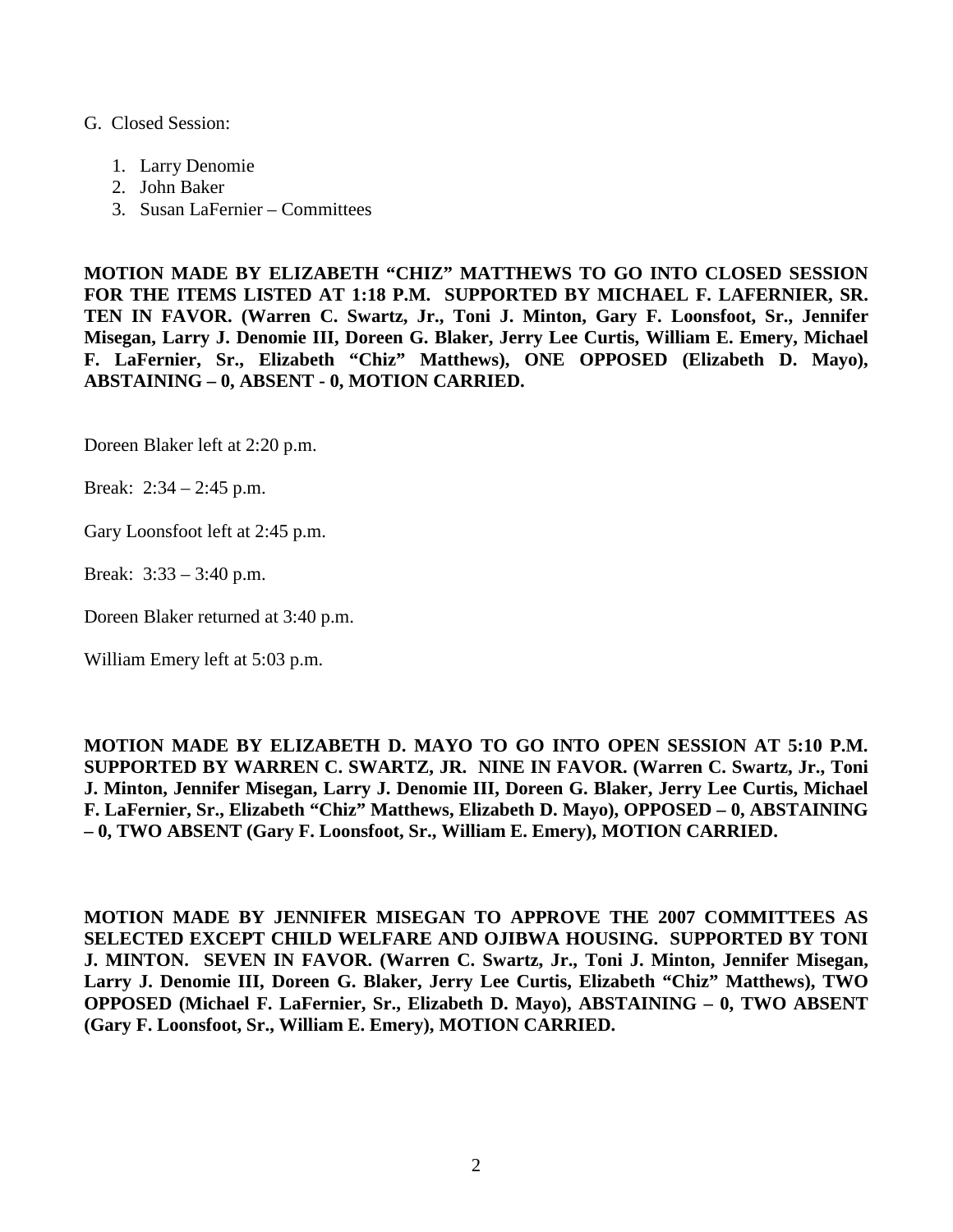G. Closed Session:

1. Larry Denomie
2. John Baker
3. Susan LaFernier – Committees

**MOTION MADE BY ELIZABETH "CHIZ" MATTHEWS TO GO INTO CLOSED SESSION FOR THE ITEMS LISTED AT 1:18 P.M. SUPPORTED BY MICHAEL F. LAFERNIER, SR. TEN IN FAVOR. (Warren C. Swartz, Jr., Toni J. Minton, Gary F. Loonsfoot, Sr., Jennifer Misegan, Larry J. Denomie III, Doreen G. Blaker, Jerry Lee Curtis, William E. Emery, Michael F. LaFernier, Sr., Elizabeth "Chiz" Matthews), ONE OPPOSED (Elizabeth D. Mayo), ABSTAINING – 0, ABSENT - 0, MOTION CARRIED.**

Doreen Blaker left at 2:20 p.m.

Break: 2:34 – 2:45 p.m.

Gary Loonsfoot left at 2:45 p.m.

Break: 3:33 – 3:40 p.m.

Doreen Blaker returned at 3:40 p.m.

William Emery left at 5:03 p.m.

**MOTION MADE BY ELIZABETH D. MAYO TO GO INTO OPEN SESSION AT 5:10 P.M. SUPPORTED BY WARREN C. SWARTZ, JR. NINE IN FAVOR. (Warren C. Swartz, Jr., Toni J. Minton, Jennifer Misegan, Larry J. Denomie III, Doreen G. Blaker, Jerry Lee Curtis, Michael F. LaFernier, Sr., Elizabeth "Chiz" Matthews, Elizabeth D. Mayo), OPPOSED – 0, ABSTAINING – 0, TWO ABSENT (Gary F. Loonsfoot, Sr., William E. Emery), MOTION CARRIED.**

**MOTION MADE BY JENNIFER MISEGAN TO APPROVE THE 2007 COMMITTEES AS SELECTED EXCEPT CHILD WELFARE AND OJIBWA HOUSING. SUPPORTED BY TONI J. MINTON. SEVEN IN FAVOR. (Warren C. Swartz, Jr., Toni J. Minton, Jennifer Misegan, Larry J. Denomie III, Doreen G. Blaker, Jerry Lee Curtis, Elizabeth "Chiz" Matthews), TWO OPPOSED (Michael F. LaFernier, Sr., Elizabeth D. Mayo), ABSTAINING – 0, TWO ABSENT (Gary F. Loonsfoot, Sr., William E. Emery), MOTION CARRIED.**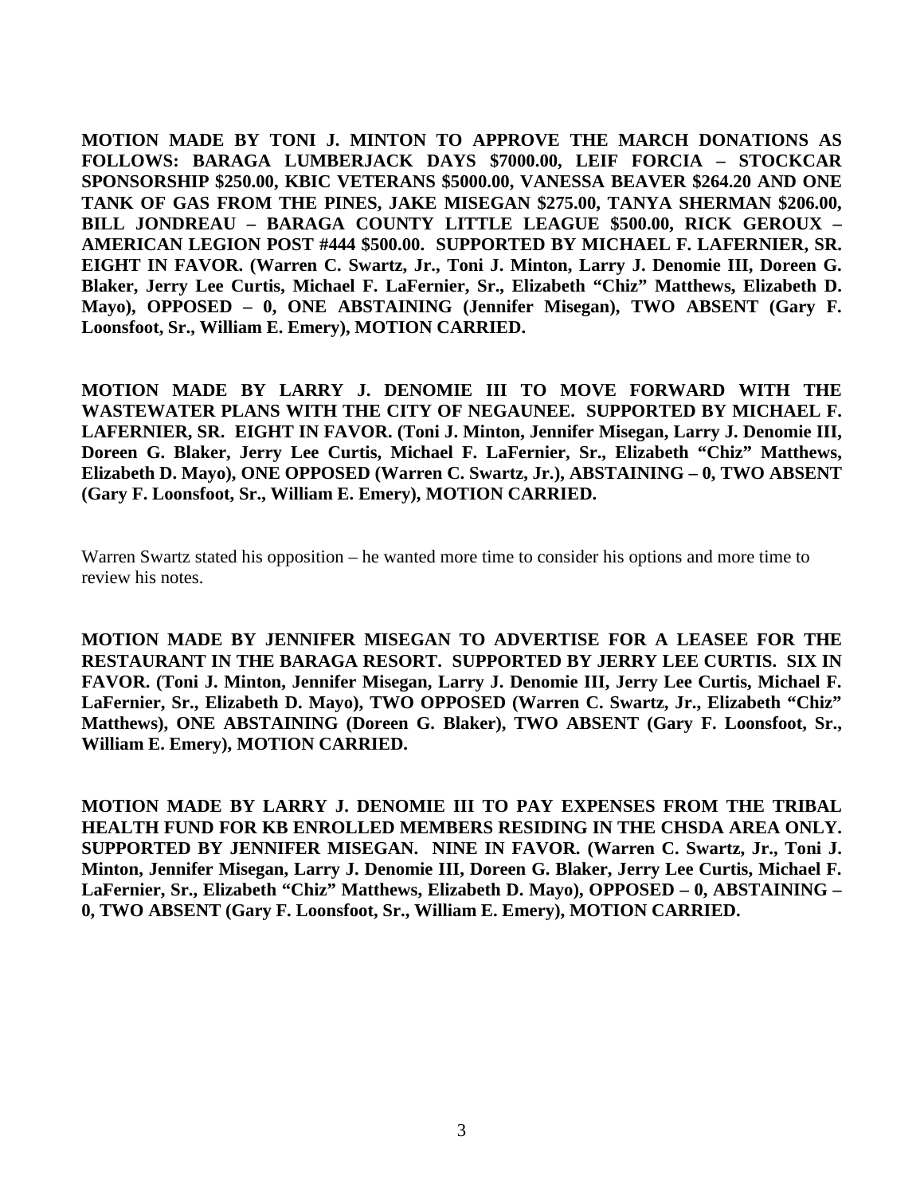**MOTION MADE BY TONI J. MINTON TO APPROVE THE MARCH DONATIONS AS FOLLOWS: BARAGA LUMBERJACK DAYS $7000.00, LEIF FORCIA – STOCKCAR SPONSORSHIP $250.00, KBIC VETERANS $5000.00, VANESSA BEAVER $264.20 AND ONE TANK OF GAS FROM THE PINES, JAKE MISEGAN $275.00, TANYA SHERMAN $206.00, BILL JONDREAU – BARAGA COUNTY LITTLE LEAGUE $500.00, RICK GEROUX – AMERICAN LEGION POST #444 $500.00. SUPPORTED BY MICHAEL F. LAFERNIER, SR. EIGHT IN FAVOR. (Warren C. Swartz, Jr., Toni J. Minton, Larry J. Denomie III, Doreen G. Blaker, Jerry Lee Curtis, Michael F. LaFernier, Sr., Elizabeth "Chiz" Matthews, Elizabeth D. Mayo), OPPOSED – 0, ONE ABSTAINING (Jennifer Misegan), TWO ABSENT (Gary F. Loonsfoot, Sr., William E. Emery), MOTION CARRIED.**

**MOTION MADE BY LARRY J. DENOMIE III TO MOVE FORWARD WITH THE WASTEWATER PLANS WITH THE CITY OF NEGAUNEE. SUPPORTED BY MICHAEL F. LAFERNIER, SR. EIGHT IN FAVOR. (Toni J. Minton, Jennifer Misegan, Larry J. Denomie III, Doreen G. Blaker, Jerry Lee Curtis, Michael F. LaFernier, Sr., Elizabeth "Chiz" Matthews, Elizabeth D. Mayo), ONE OPPOSED (Warren C. Swartz, Jr.), ABSTAINING – 0, TWO ABSENT (Gary F. Loonsfoot, Sr., William E. Emery), MOTION CARRIED.**

Warren Swartz stated his opposition – he wanted more time to consider his options and more time to review his notes.

**MOTION MADE BY JENNIFER MISEGAN TO ADVERTISE FOR A LEASEE FOR THE RESTAURANT IN THE BARAGA RESORT. SUPPORTED BY JERRY LEE CURTIS. SIX IN FAVOR. (Toni J. Minton, Jennifer Misegan, Larry J. Denomie III, Jerry Lee Curtis, Michael F. LaFernier, Sr., Elizabeth D. Mayo), TWO OPPOSED (Warren C. Swartz, Jr., Elizabeth "Chiz" Matthews), ONE ABSTAINING (Doreen G. Blaker), TWO ABSENT (Gary F. Loonsfoot, Sr., William E. Emery), MOTION CARRIED.**

**MOTION MADE BY LARRY J. DENOMIE III TO PAY EXPENSES FROM THE TRIBAL HEALTH FUND FOR KB ENROLLED MEMBERS RESIDING IN THE CHSDA AREA ONLY. SUPPORTED BY JENNIFER MISEGAN. NINE IN FAVOR. (Warren C. Swartz, Jr., Toni J. Minton, Jennifer Misegan, Larry J. Denomie III, Doreen G. Blaker, Jerry Lee Curtis, Michael F. LaFernier, Sr., Elizabeth "Chiz" Matthews, Elizabeth D. Mayo), OPPOSED – 0, ABSTAINING – 0, TWO ABSENT (Gary F. Loonsfoot, Sr., William E. Emery), MOTION CARRIED.**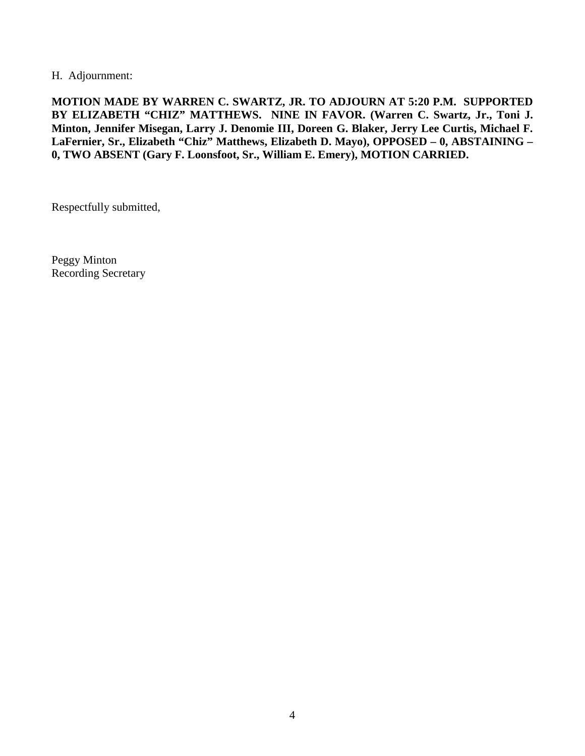H. Adjournment:

**MOTION MADE BY WARREN C. SWARTZ, JR. TO ADJOURN AT 5:20 P.M. SUPPORTED BY ELIZABETH "CHIZ" MATTHEWS. NINE IN FAVOR. (Warren C. Swartz, Jr., Toni J. Minton, Jennifer Misegan, Larry J. Denomie III, Doreen G. Blaker, Jerry Lee Curtis, Michael F. LaFernier, Sr., Elizabeth "Chiz" Matthews, Elizabeth D. Mayo), OPPOSED – 0, ABSTAINING – 0, TWO ABSENT (Gary F. Loonsfoot, Sr., William E. Emery), MOTION CARRIED.**

Respectfully submitted,

Peggy Minton
Recording Secretary